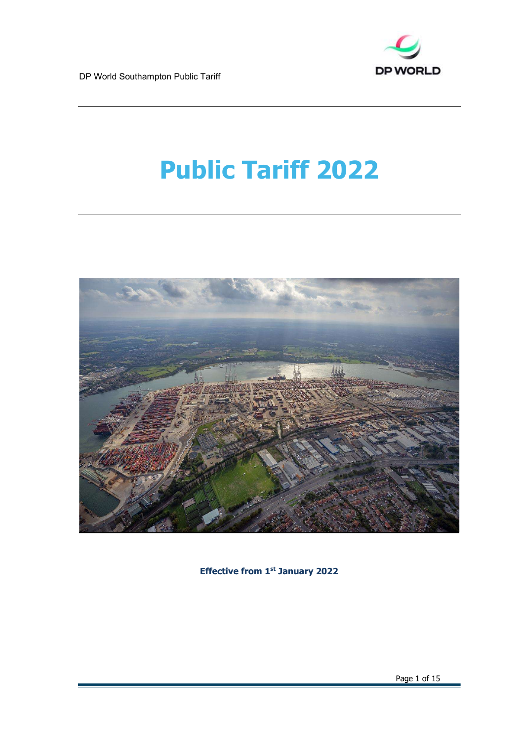# Public Tariff 2022

**Effective from 1st January 2022**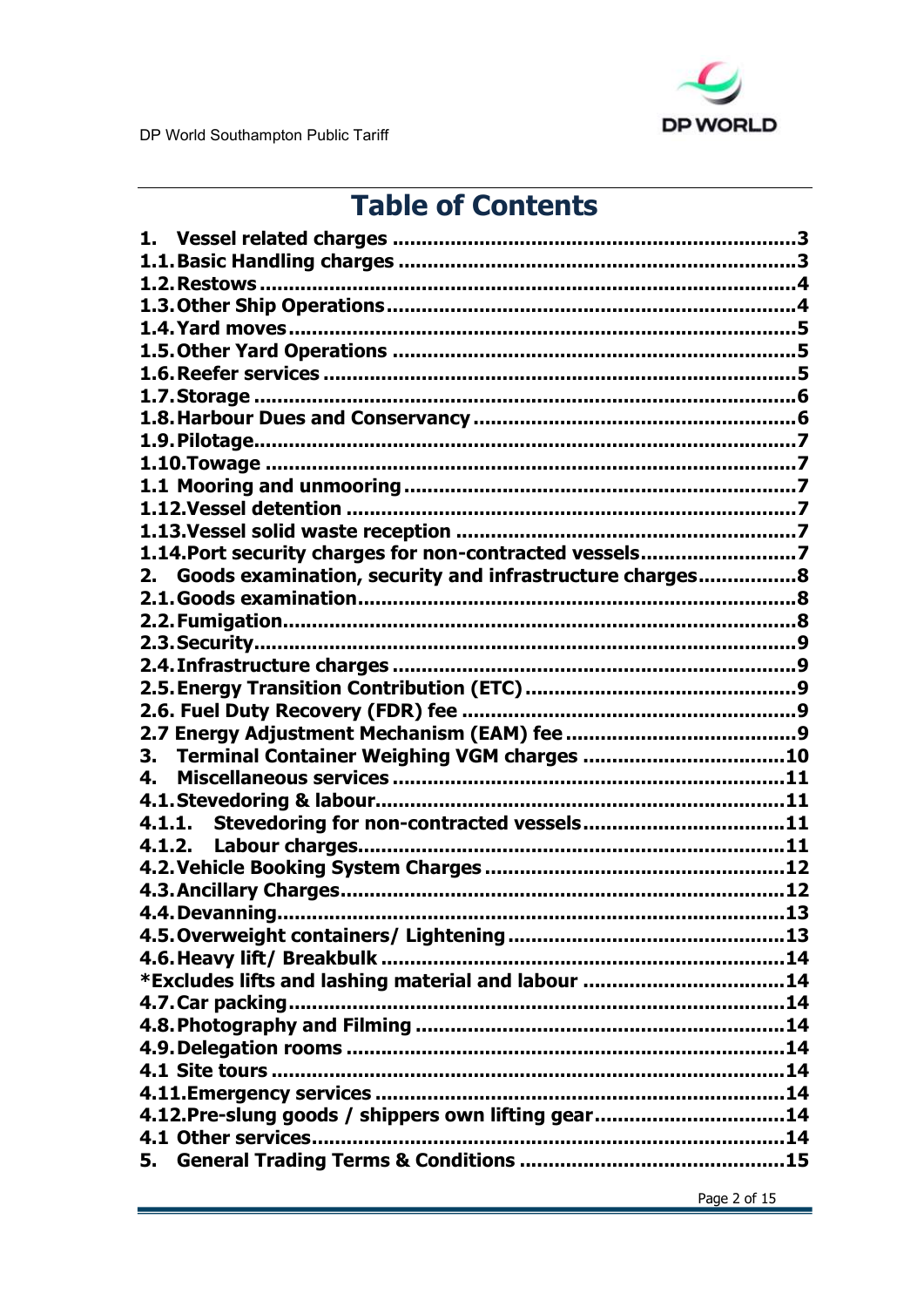# Table of Contents

1. Vessel related charges ....................................................................3
1.1. Basic Handling charges ...................................................................3
1.2. Restows ..........................................................................................4
1.3. Other Ship Operations......................................................................4
1.4. Yard moves......................................................................................5
1.5. Other Yard Operations .....................................................................5
1.6. Reefer services ................................................................................5
1.7. Storage ............................................................................................6
1.8. Harbour Dues and Conservancy .......................................................6
1.9. Pilotage............................................................................................7
1.10. Towage ..........................................................................................7
1.1 Mooring and unmooring ....................................................................7
1.12. Vessel detention .............................................................................7
1.13. Vessel solid waste reception ..........................................................7
1.14. Port security charges for non-contracted vessels..........................7
2. Goods examination, security and infrastructure charges................8
2.1. Goods examination..........................................................................8
2.2. Fumigation.......................................................................................8
2.3. Security............................................................................................9
2.4. Infrastructure charges .....................................................................9
2.5. Energy Transition Contribution (ETC) ..............................................9
2.6. Fuel Duty Recovery (FDR) fee .........................................................9
2.7 Energy Adjustment Mechanism (EAM) fee .......................................9
3. Terminal Container Weighing VGM charges ..................................10
4. Miscellaneous services ...................................................................11
4.1. Stevedoring & labour......................................................................11
4.1.1. Stevedoring for non-contracted vessels.....................................11
4.1.2. Labour charges...........................................................................11
4.2. Vehicle Booking System Charges ...................................................12
4.3. Ancillary Charges............................................................................12
4.4. Devanning.......................................................................................13
4.5. Overweight containers/ Lightening .................................................13
4.6. Heavy lift/ Breakbulk ......................................................................14
*Excludes lifts and lashing material and labour ...................................14
4.7. Car packing.....................................................................................14
4.8. Photography and Filming ...............................................................14
4.9. Delegation rooms ...........................................................................14
4.1 Site tours .........................................................................................14
4.11. Emergency services .....................................................................14
4.12. Pre-slung goods / shippers own lifting gear.................................14
4.1 Other services.................................................................................14
5. General Trading Terms & Conditions .............................................15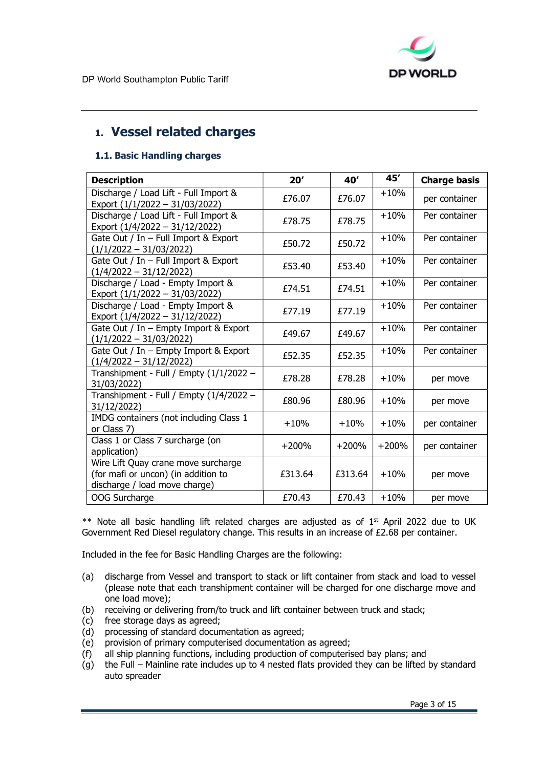# 1. Vessel related charges

## 1.1. Basic Handling charges

| Description | 20′ | 40′ | 45′ | Charge basis |
|---|---|---|---|---|
| Discharge / Load Lift - Full Import & Export (1/1/2022 – 31/03/2022) | £76.07 | £76.07 | +10% | per container |
| Discharge / Load Lift - Full Import & Export (1/4/2022 – 31/12/2022) | £78.75 | £78.75 | +10% | Per container |
| Gate Out / In – Full Import & Export (1/1/2022 – 31/03/2022) | £50.72 | £50.72 | +10% | Per container |
| Gate Out / In – Full Import & Export (1/4/2022 – 31/12/2022) | £53.40 | £53.40 | +10% | Per container |
| Discharge / Load - Empty Import & Export (1/1/2022 – 31/03/2022) | £74.51 | £74.51 | +10% | Per container |
| Discharge / Load - Empty Import & Export (1/4/2022 – 31/12/2022) | £77.19 | £77.19 | +10% | Per container |
| Gate Out / In – Empty Import & Export (1/1/2022 – 31/03/2022) | £49.67 | £49.67 | +10% | Per container |
| Gate Out / In – Empty Import & Export (1/4/2022 – 31/12/2022) | £52.35 | £52.35 | +10% | Per container |
| Transhipment - Full / Empty (1/1/2022 – 31/03/2022) | £78.28 | £78.28 | +10% | per move |
| Transhipment - Full / Empty (1/4/2022 – 31/12/2022) | £80.96 | £80.96 | +10% | per move |
| IMDG containers (not including Class 1 or Class 7) | +10% | +10% | +10% | per container |
| Class 1 or Class 7 surcharge (on application) | +200% | +200% | +200% | per container |
| Wire Lift Quay crane move surcharge (for mafi or uncon) (in addition to discharge / load move charge) | £313.64 | £313.64 | +10% | per move |
| OOG Surcharge | £70.43 | £70.43 | +10% | per move |

** Note all basic handling lift related charges are adjusted as of 1st April 2022 due to UK Government Red Diesel regulatory change. This results in an increase of £2.68 per container.

Included in the fee for Basic Handling Charges are the following:

(a) discharge from Vessel and transport to stack or lift container from stack and load to vessel (please note that each transhipment container will be charged for one discharge move and one load move);
(b) receiving or delivering from/to truck and lift container between truck and stack;
(c) free storage days as agreed;
(d) processing of standard documentation as agreed;
(e) provision of primary computerised documentation as agreed;
(f) all ship planning functions, including production of computerised bay plans; and
(g) the Full – Mainline rate includes up to 4 nested flats provided they can be lifted by standard auto spreader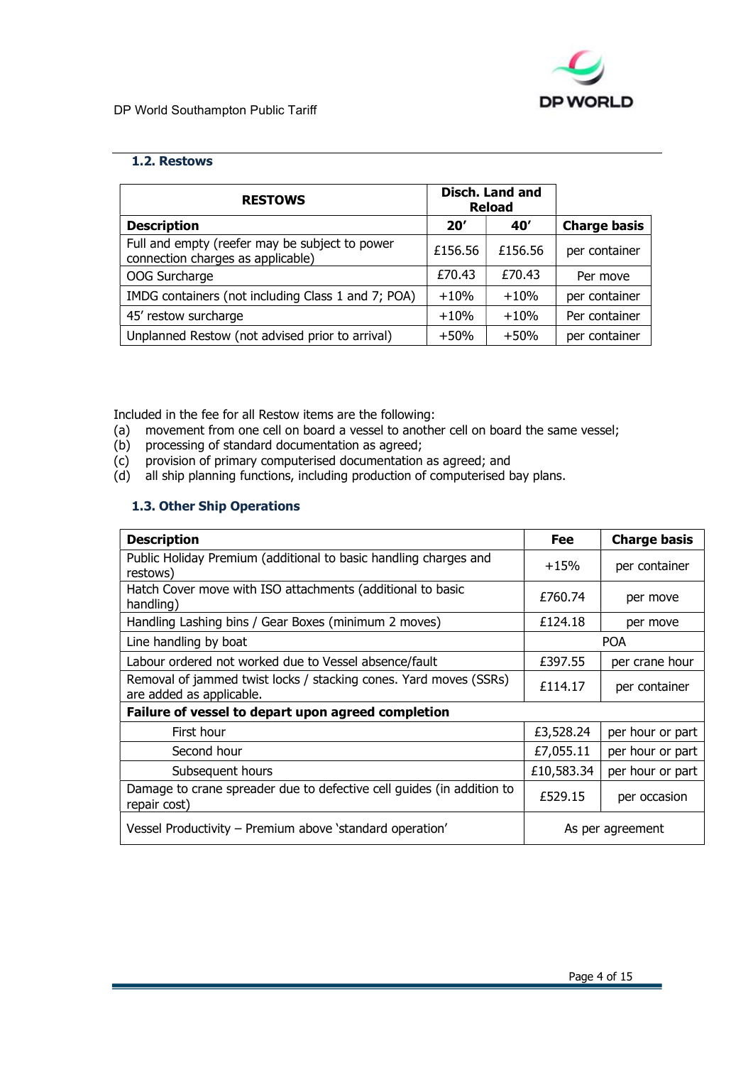### 1.2. Restows

| RESTOWS | Disch. Land and Reload | | |
|---|---|---|---|
| **Description** | **20'** | **40'** | **Charge basis** |
| Full and empty (reefer may be subject to power connection charges as applicable) | £156.56 | £156.56 | per container |
| OOG Surcharge | £70.43 | £70.43 | Per move |
| IMDG containers (not including Class 1 and 7; POA) | +10% | +10% | per container |
| 45' restow surcharge | +10% | +10% | Per container |
| Unplanned Restow (not advised prior to arrival) | +50% | +50% | per container |

Included in the fee for all Restow items are the following:

(a) movement from one cell on board a vessel to another cell on board the same vessel;
(b) processing of standard documentation as agreed;
(c) provision of primary computerised documentation as agreed; and
(d) all ship planning functions, including production of computerised bay plans.

### 1.3. Other Ship Operations

| Description | Fee | Charge basis |
|---|---|---|
| Public Holiday Premium (additional to basic handling charges and restows) | +15% | per container |
| Hatch Cover move with ISO attachments (additional to basic handling) | £760.74 | per move |
| Handling Lashing bins / Gear Boxes (minimum 2 moves) | £124.18 | per move |
| Line handling by boat | POA | |
| Labour ordered not worked due to Vessel absence/fault | £397.55 | per crane hour |
| Removal of jammed twist locks / stacking cones. Yard moves (SSRs) are added as applicable. | £114.17 | per container |
| **Failure of vessel to depart upon agreed completion** | | |
| First hour | £3,528.24 | per hour or part |
| Second hour | £7,055.11 | per hour or part |
| Subsequent hours | £10,583.34 | per hour or part |
| Damage to crane spreader due to defective cell guides (in addition to repair cost) | £529.15 | per occasion |
| Vessel Productivity – Premium above 'standard operation' | As per agreement | |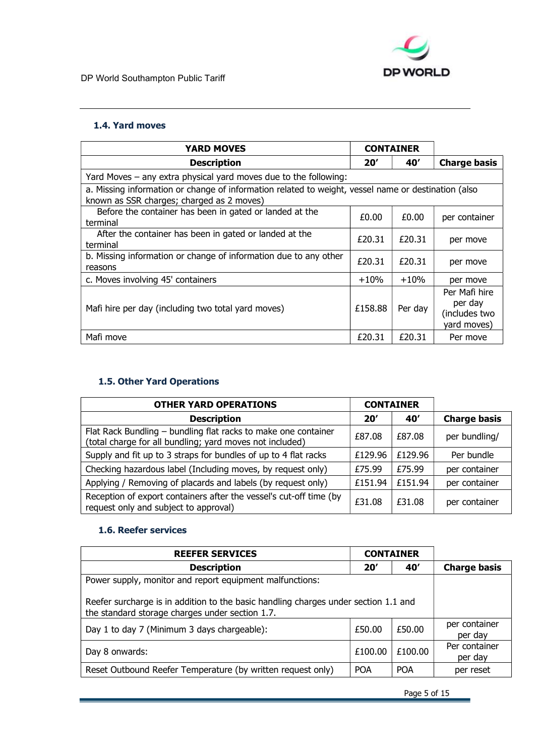### 1.4. Yard moves

| YARD MOVES | CONTAINER | | |
|---|---|---|---|
| **Description** | **20'** | **40'** | **Charge basis** |
| Yard Moves – any extra physical yard moves due to the following: | | | |
| a. Missing information or change of information related to weight, vessel name or destination (also known as SSR charges; charged as 2 moves) | | | |
| Before the container has been in gated or landed at the terminal | £0.00 | £0.00 | per container |
| After the container has been in gated or landed at the terminal | £20.31 | £20.31 | per move |
| b. Missing information or change of information due to any other reasons | £20.31 | £20.31 | per move |
| c. Moves involving 45' containers | +10% | +10% | per move |
| Mafi hire per day (including two total yard moves) | £158.88 | Per day | Per Mafi hire per day (includes two yard moves) |
| Mafi move | £20.31 | £20.31 | Per move |

### 1.5. Other Yard Operations

| OTHER YARD OPERATIONS | CONTAINER | | |
|---|---|---|---|
| **Description** | **20'** | **40'** | **Charge basis** |
| Flat Rack Bundling – bundling flat racks to make one container (total charge for all bundling; yard moves not included) | £87.08 | £87.08 | per bundling/ |
| Supply and fit up to 3 straps for bundles of up to 4 flat racks | £129.96 | £129.96 | Per bundle |
| Checking hazardous label (Including moves, by request only) | £75.99 | £75.99 | per container |
| Applying / Removing of placards and labels (by request only) | £151.94 | £151.94 | per container |
| Reception of export containers after the vessel's cut-off time (by request only and subject to approval) | £31.08 | £31.08 | per container |

### 1.6. Reefer services

| REEFER SERVICES | CONTAINER | | |
|---|---|---|---|
| **Description** | **20'** | **40'** | **Charge basis** |
| Power supply, monitor and report equipment malfunctions:<br><br>Reefer surcharge is in addition to the basic handling charges under section 1.1 and the standard storage charges under section 1.7. | | | |
| Day 1 to day 7 (Minimum 3 days chargeable): | £50.00 | £50.00 | per container per day |
| Day 8 onwards: | £100.00 | £100.00 | Per container per day |
| Reset Outbound Reefer Temperature (by written request only) | POA | POA | per reset |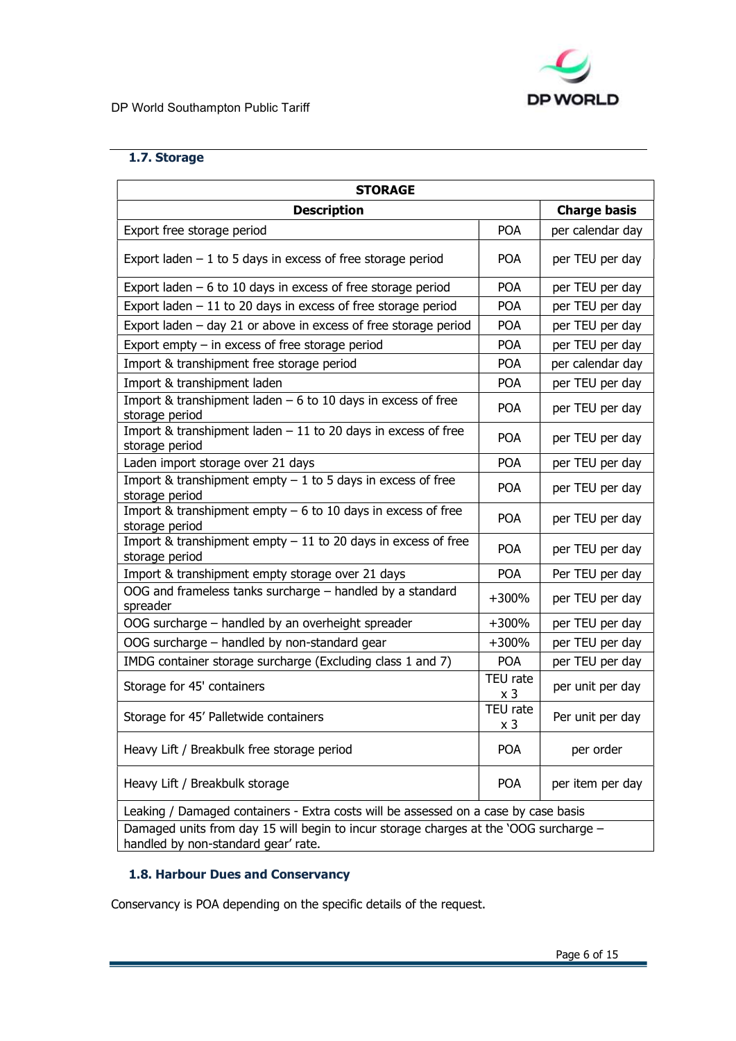## 1.7. Storage

| STORAGE | | |
|---|---|---|
| **Description** | | **Charge basis** |
| Export free storage period | POA | per calendar day |
| Export laden – 1 to 5 days in excess of free storage period | POA | per TEU per day |
| Export laden – 6 to 10 days in excess of free storage period | POA | per TEU per day |
| Export laden – 11 to 20 days in excess of free storage period | POA | per TEU per day |
| Export laden – day 21 or above in excess of free storage period | POA | per TEU per day |
| Export empty – in excess of free storage period | POA | per TEU per day |
| Import & transhipment free storage period | POA | per calendar day |
| Import & transhipment laden | POA | per TEU per day |
| Import & transhipment laden – 6 to 10 days in excess of free storage period | POA | per TEU per day |
| Import & transhipment laden – 11 to 20 days in excess of free storage period | POA | per TEU per day |
| Laden import storage over 21 days | POA | per TEU per day |
| Import & transhipment empty – 1 to 5 days in excess of free storage period | POA | per TEU per day |
| Import & transhipment empty – 6 to 10 days in excess of free storage period | POA | per TEU per day |
| Import & transhipment empty – 11 to 20 days in excess of free storage period | POA | per TEU per day |
| Import & transhipment empty storage over 21 days | POA | Per TEU per day |
| OOG and frameless tanks surcharge – handled by a standard spreader | +300% | per TEU per day |
| OOG surcharge – handled by an overheight spreader | +300% | per TEU per day |
| OOG surcharge – handled by non-standard gear | +300% | per TEU per day |
| IMDG container storage surcharge (Excluding class 1 and 7) | POA | per TEU per day |
| Storage for 45' containers | TEU rate x 3 | per unit per day |
| Storage for 45' Palletwide containers | TEU rate x 3 | Per unit per day |
| Heavy Lift / Breakbulk free storage period | POA | per order |
| Heavy Lift / Breakbulk storage | POA | per item per day |
| Leaking / Damaged containers - Extra costs will be assessed on a case by case basis | | |
| Damaged units from day 15 will begin to incur storage charges at the 'OOG surcharge – handled by non-standard gear' rate. | | |

## 1.8. Harbour Dues and Conservancy

Conservancy is POA depending on the specific details of the request.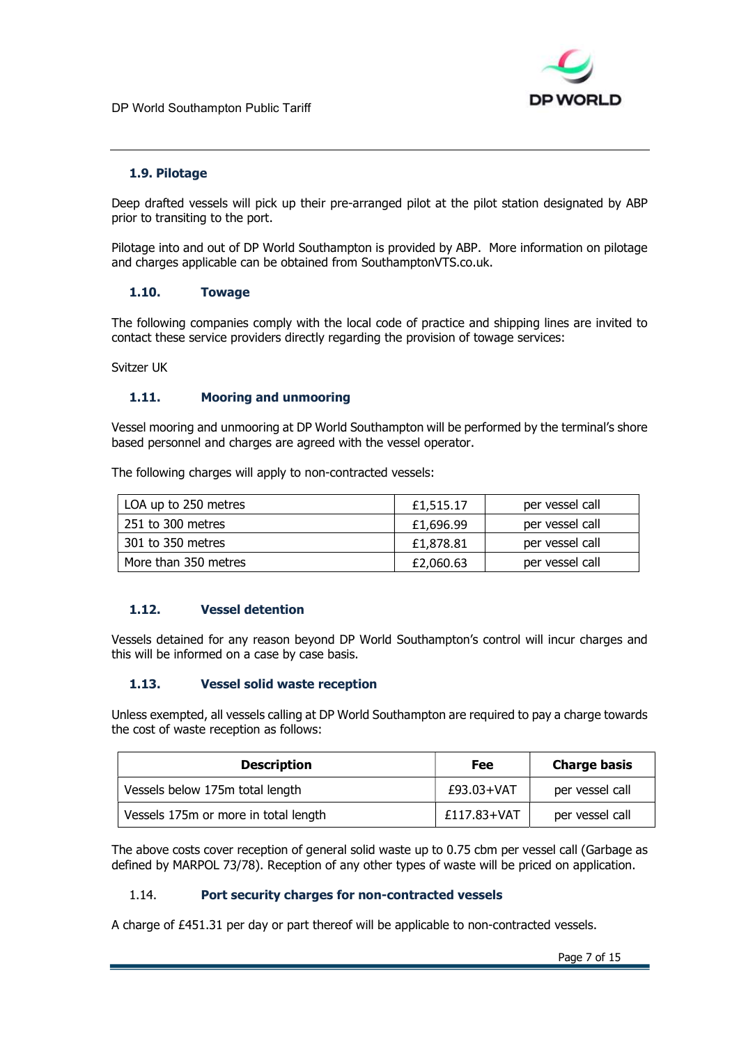### 1.9. Pilotage

Deep drafted vessels will pick up their pre-arranged pilot at the pilot station designated by ABP prior to transiting to the port.

Pilotage into and out of DP World Southampton is provided by ABP. More information on pilotage and charges applicable can be obtained from SouthamptonVTS.co.uk.

### 1.10. Towage

The following companies comply with the local code of practice and shipping lines are invited to contact these service providers directly regarding the provision of towage services:

Svitzer UK

### 1.11. Mooring and unmooring

Vessel mooring and unmooring at DP World Southampton will be performed by the terminal's shore based personnel and charges are agreed with the vessel operator.

The following charges will apply to non-contracted vessels:

| | | |
|---|---|---|
| LOA up to 250 metres | £1,515.17 | per vessel call |
| 251 to 300 metres | £1,696.99 | per vessel call |
| 301 to 350 metres | £1,878.81 | per vessel call |
| More than 350 metres | £2,060.63 | per vessel call |

### 1.12. Vessel detention

Vessels detained for any reason beyond DP World Southampton's control will incur charges and this will be informed on a case by case basis.

### 1.13. Vessel solid waste reception

Unless exempted, all vessels calling at DP World Southampton are required to pay a charge towards the cost of waste reception as follows:

| Description | Fee | Charge basis |
|---|---|---|
| Vessels below 175m total length | £93.03+VAT | per vessel call |
| Vessels 175m or more in total length | £117.83+VAT | per vessel call |

The above costs cover reception of general solid waste up to 0.75 cbm per vessel call (Garbage as defined by MARPOL 73/78). Reception of any other types of waste will be priced on application.

### 1.14. Port security charges for non-contracted vessels

A charge of £451.31 per day or part thereof will be applicable to non-contracted vessels.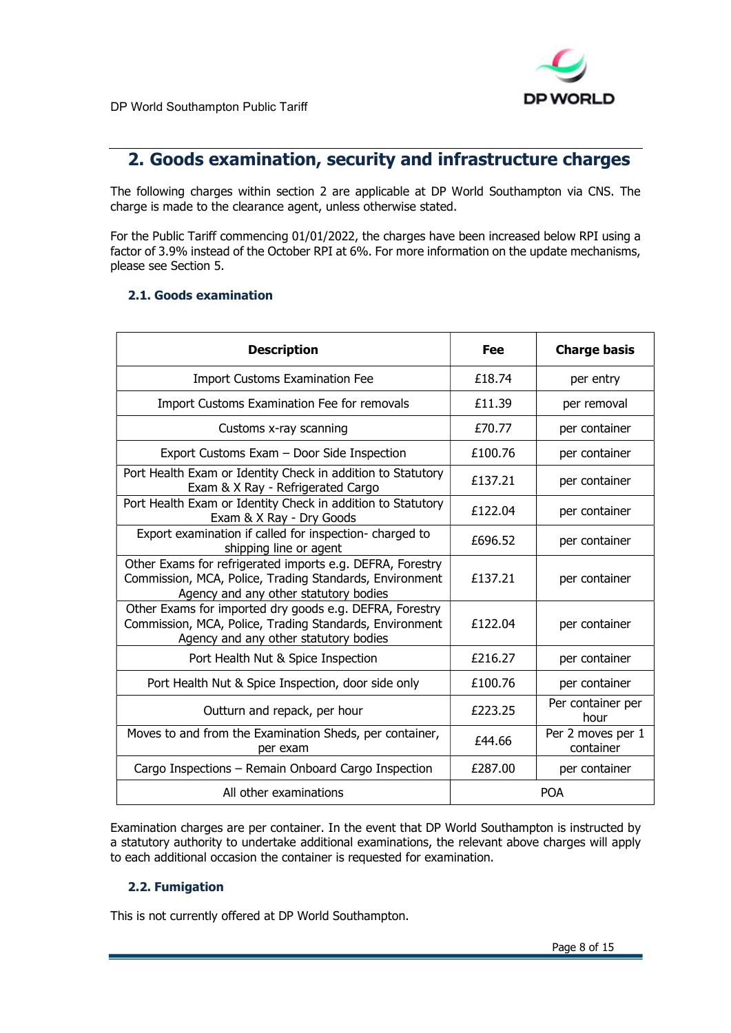## 2. Goods examination, security and infrastructure charges

The following charges within section 2 are applicable at DP World Southampton via CNS. The charge is made to the clearance agent, unless otherwise stated.

For the Public Tariff commencing 01/01/2022, the charges have been increased below RPI using a factor of 3.9% instead of the October RPI at 6%. For more information on the update mechanisms, please see Section 5.

### 2.1. Goods examination

| Description | Fee | Charge basis |
|---|---|---|
| Import Customs Examination Fee | £18.74 | per entry |
| Import Customs Examination Fee for removals | £11.39 | per removal |
| Customs x-ray scanning | £70.77 | per container |
| Export Customs Exam – Door Side Inspection | £100.76 | per container |
| Port Health Exam or Identity Check in addition to Statutory Exam & X Ray - Refrigerated Cargo | £137.21 | per container |
| Port Health Exam or Identity Check in addition to Statutory Exam & X Ray - Dry Goods | £122.04 | per container |
| Export examination if called for inspection- charged to shipping line or agent | £696.52 | per container |
| Other Exams for refrigerated imports e.g. DEFRA, Forestry Commission, MCA, Police, Trading Standards, Environment Agency and any other statutory bodies | £137.21 | per container |
| Other Exams for imported dry goods e.g. DEFRA, Forestry Commission, MCA, Police, Trading Standards, Environment Agency and any other statutory bodies | £122.04 | per container |
| Port Health Nut & Spice Inspection | £216.27 | per container |
| Port Health Nut & Spice Inspection, door side only | £100.76 | per container |
| Outturn and repack, per hour | £223.25 | Per container per hour |
| Moves to and from the Examination Sheds, per container, per exam | £44.66 | Per 2 moves per 1 container |
| Cargo Inspections – Remain Onboard Cargo Inspection | £287.00 | per container |
| All other examinations | POA | |

Examination charges are per container. In the event that DP World Southampton is instructed by a statutory authority to undertake additional examinations, the relevant above charges will apply to each additional occasion the container is requested for examination.

### 2.2. Fumigation

This is not currently offered at DP World Southampton.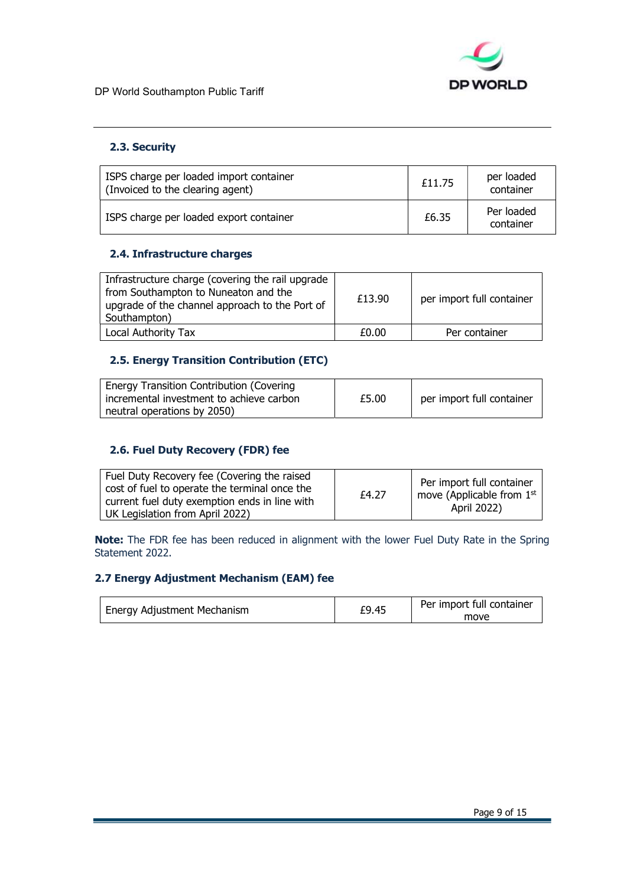### 2.3. Security

| | | |
|---|---|---|
| ISPS charge per loaded import container (Invoiced to the clearing agent) | £11.75 | per loaded container |
| ISPS charge per loaded export container | £6.35 | Per loaded container |

### 2.4. Infrastructure charges

| | | |
|---|---|---|
| Infrastructure charge (covering the rail upgrade from Southampton to Nuneaton and the upgrade of the channel approach to the Port of Southampton) | £13.90 | per import full container |
| Local Authority Tax | £0.00 | Per container |

### 2.5. Energy Transition Contribution (ETC)

| | | |
|---|---|---|
| Energy Transition Contribution (Covering incremental investment to achieve carbon neutral operations by 2050) | £5.00 | per import full container |

### 2.6. Fuel Duty Recovery (FDR) fee

| | | |
|---|---|---|
| Fuel Duty Recovery fee (Covering the raised cost of fuel to operate the terminal once the current fuel duty exemption ends in line with UK Legislation from April 2022) | £4.27 | Per import full container move (Applicable from 1st April 2022) |

**Note:** The FDR fee has been reduced in alignment with the lower Fuel Duty Rate in the Spring Statement 2022.

### 2.7 Energy Adjustment Mechanism (EAM) fee

| | | |
|---|---|---|
| Energy Adjustment Mechanism | £9.45 | Per import full container move |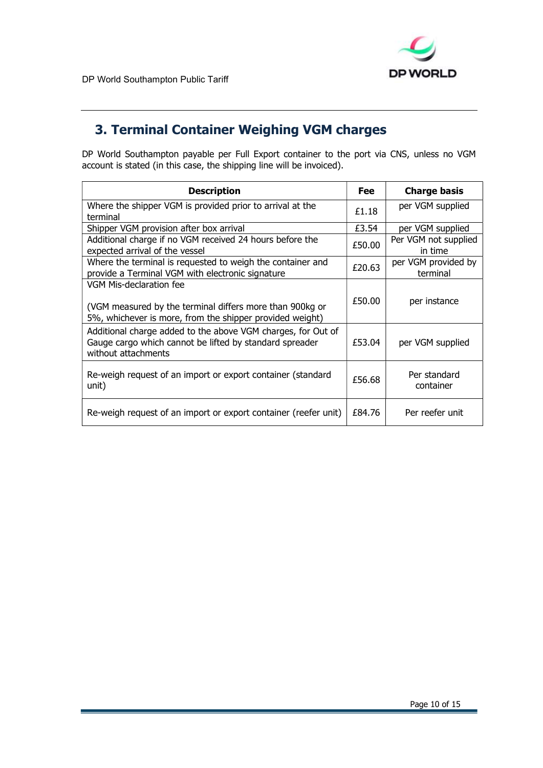## 3. Terminal Container Weighing VGM charges

DP World Southampton payable per Full Export container to the port via CNS, unless no VGM account is stated (in this case, the shipping line will be invoiced).

| Description | Fee | Charge basis |
|---|---|---|
| Where the shipper VGM is provided prior to arrival at the terminal | £1.18 | per VGM supplied |
| Shipper VGM provision after box arrival | £3.54 | per VGM supplied |
| Additional charge if no VGM received 24 hours before the expected arrival of the vessel | £50.00 | Per VGM not supplied in time |
| Where the terminal is requested to weigh the container and provide a Terminal VGM with electronic signature | £20.63 | per VGM provided by terminal |
| VGM Mis-declaration fee<br><br>(VGM measured by the terminal differs more than 900kg or 5%, whichever is more, from the shipper provided weight) | £50.00 | per instance |
| Additional charge added to the above VGM charges, for Out of Gauge cargo which cannot be lifted by standard spreader without attachments | £53.04 | per VGM supplied |
| Re-weigh request of an import or export container (standard unit) | £56.68 | Per standard container |
| Re-weigh request of an import or export container (reefer unit) | £84.76 | Per reefer unit |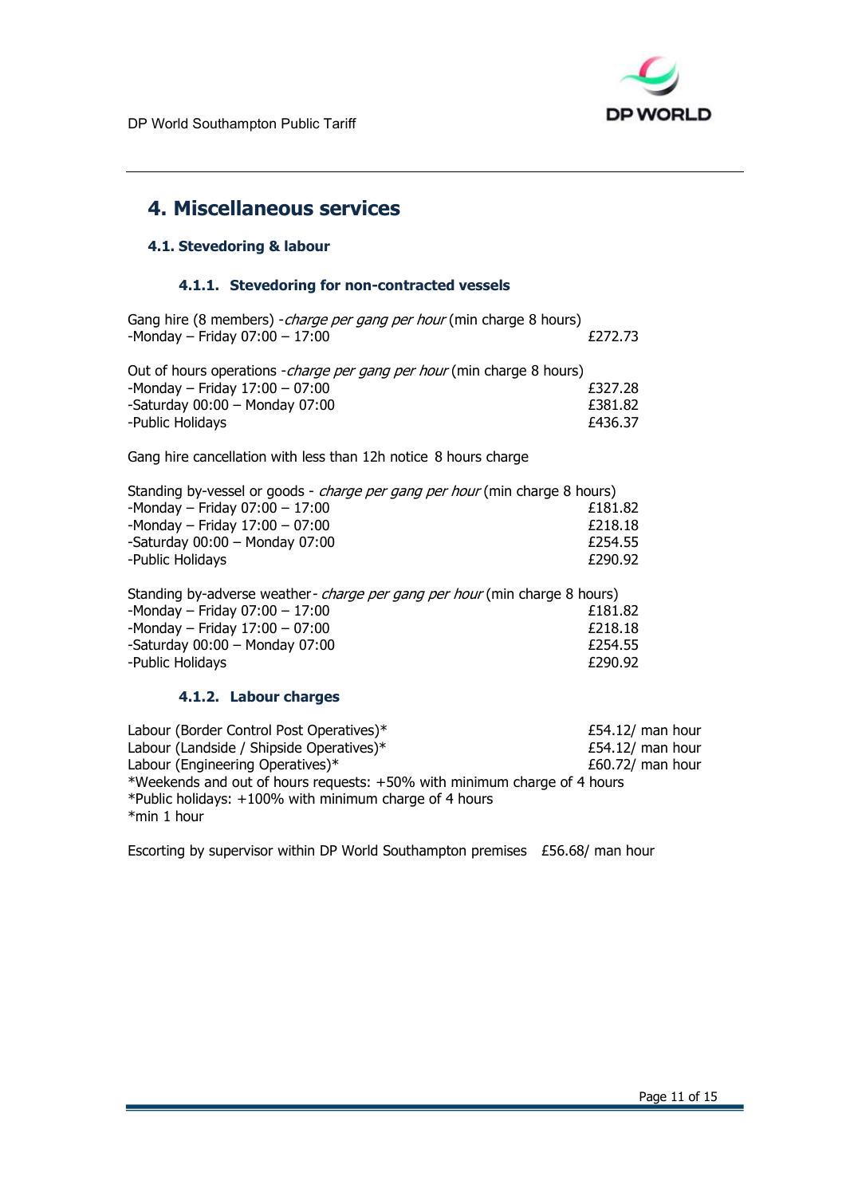# 4. Miscellaneous services

## 4.1. Stevedoring & labour

### 4.1.1. Stevedoring for non-contracted vessels

Gang hire (8 members) -*charge per gang per hour* (min charge 8 hours)

| | |
|---|---|
| -Monday – Friday 07:00 – 17:00 | £272.73 |

Out of hours operations -*charge per gang per hour* (min charge 8 hours)

| | |
|---|---|
| -Monday – Friday 17:00 – 07:00 | £327.28 |
| -Saturday 00:00 – Monday 07:00 | £381.82 |
| -Public Holidays | £436.37 |

Gang hire cancellation with less than 12h notice 8 hours charge

Standing by-vessel or goods - *charge per gang per hour* (min charge 8 hours)

| | |
|---|---|
| -Monday – Friday 07:00 – 17:00 | £181.82 |
| -Monday – Friday 17:00 – 07:00 | £218.18 |
| -Saturday 00:00 – Monday 07:00 | £254.55 |
| -Public Holidays | £290.92 |

Standing by-adverse weather- *charge per gang per hour* (min charge 8 hours)

| | |
|---|---|
| -Monday – Friday 07:00 – 17:00 | £181.82 |
| -Monday – Friday 17:00 – 07:00 | £218.18 |
| -Saturday 00:00 – Monday 07:00 | £254.55 |
| -Public Holidays | £290.92 |

### 4.1.2. Labour charges

| | |
|---|---|
| Labour (Border Control Post Operatives)* | £54.12/ man hour |
| Labour (Landside / Shipside Operatives)* | £54.12/ man hour |
| Labour (Engineering Operatives)* | £60.72/ man hour |

*Weekends and out of hours requests: +50% with minimum charge of 4 hours
*Public holidays: +100% with minimum charge of 4 hours
*min 1 hour

Escorting by supervisor within DP World Southampton premises £56.68/ man hour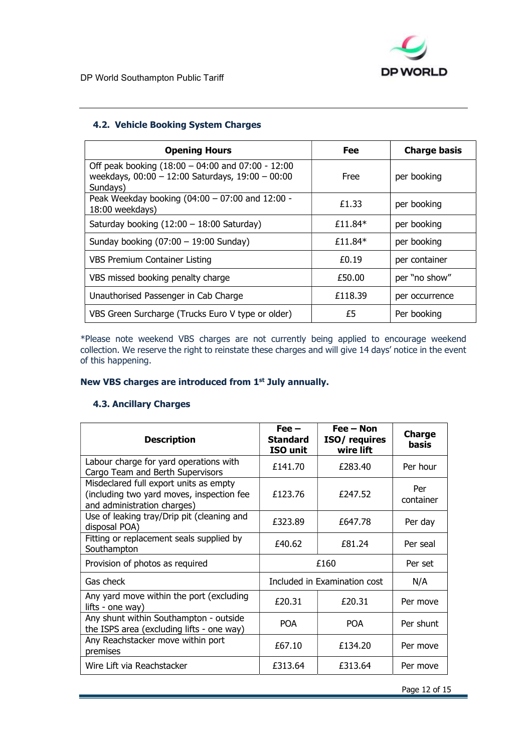### 4.2. Vehicle Booking System Charges

| Opening Hours | Fee | Charge basis |
|---|---|---|
| Off peak booking (18:00 – 04:00 and 07:00 - 12:00 weekdays, 00:00 – 12:00 Saturdays, 19:00 – 00:00 Sundays) | Free | per booking |
| Peak Weekday booking (04:00 – 07:00 and 12:00 - 18:00 weekdays) | £1.33 | per booking |
| Saturday booking (12:00 – 18:00 Saturday) | £11.84* | per booking |
| Sunday booking (07:00 – 19:00 Sunday) | £11.84* | per booking |
| VBS Premium Container Listing | £0.19 | per container |
| VBS missed booking penalty charge | £50.00 | per "no show" |
| Unauthorised Passenger in Cab Charge | £118.39 | per occurrence |
| VBS Green Surcharge (Trucks Euro V type or older) | £5 | Per booking |

*Please note weekend VBS charges are not currently being applied to encourage weekend collection. We reserve the right to reinstate these charges and will give 14 days' notice in the event of this happening.

**New VBS charges are introduced from 1st July annually.**

### 4.3. Ancillary Charges

| Description | Fee – Standard ISO unit | Fee – Non ISO/ requires wire lift | Charge basis |
|---|---|---|---|
| Labour charge for yard operations with Cargo Team and Berth Supervisors | £141.70 | £283.40 | Per hour |
| Misdeclared full export units as empty (including two yard moves, inspection fee and administration charges) | £123.76 | £247.52 | Per container |
| Use of leaking tray/Drip pit (cleaning and disposal POA) | £323.89 | £647.78 | Per day |
| Fitting or replacement seals supplied by Southampton | £40.62 | £81.24 | Per seal |
| Provision of photos as required | £160 | | Per set |
| Gas check | Included in Examination cost | | N/A |
| Any yard move within the port (excluding lifts - one way) | £20.31 | £20.31 | Per move |
| Any shunt within Southampton - outside the ISPS area (excluding lifts - one way) | POA | POA | Per shunt |
| Any Reachstacker move within port premises | £67.10 | £134.20 | Per move |
| Wire Lift via Reachstacker | £313.64 | £313.64 | Per move |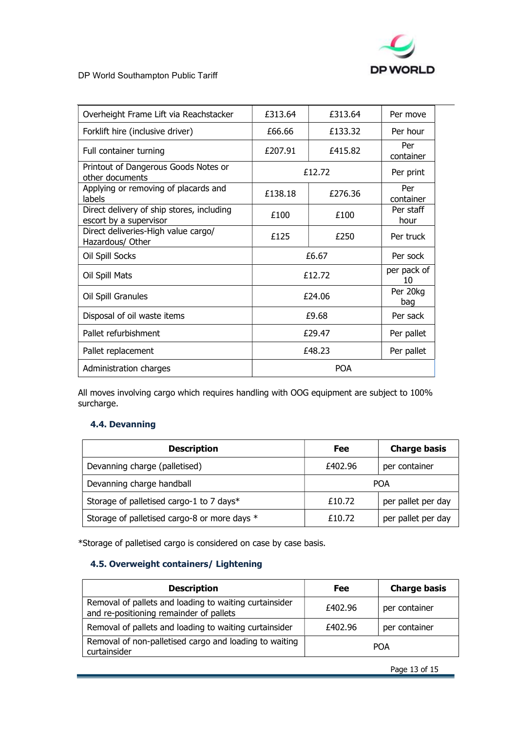| | | | |
|---|---|---|---|
| Overheight Frame Lift via Reachstacker | £313.64 | £313.64 | Per move |
| Forklift hire (inclusive driver) | £66.66 | £133.32 | Per hour |
| Full container turning | £207.91 | £415.82 | Per container |
| Printout of Dangerous Goods Notes or other documents | £12.72 | | Per print |
| Applying or removing of placards and labels | £138.18 | £276.36 | Per container |
| Direct delivery of ship stores, including escort by a supervisor | £100 | £100 | Per staff hour |
| Direct deliveries-High value cargo/ Hazardous/ Other | £125 | £250 | Per truck |
| Oil Spill Socks | £6.67 | | Per sock |
| Oil Spill Mats | £12.72 | | per pack of 10 |
| Oil Spill Granules | £24.06 | | Per 20kg bag |
| Disposal of oil waste items | £9.68 | | Per sack |
| Pallet refurbishment | £29.47 | | Per pallet |
| Pallet replacement | £48.23 | | Per pallet |
| Administration charges | POA | | |

All moves involving cargo which requires handling with OOG equipment are subject to 100% surcharge.

### 4.4. Devanning

| Description | Fee | Charge basis |
|---|---|---|
| Devanning charge (palletised) | £402.96 | per container |
| Devanning charge handball | POA | |
| Storage of palletised cargo-1 to 7 days* | £10.72 | per pallet per day |
| Storage of palletised cargo-8 or more days * | £10.72 | per pallet per day |

*Storage of palletised cargo is considered on case by case basis.

### 4.5. Overweight containers/ Lightening

| Description | Fee | Charge basis |
|---|---|---|
| Removal of pallets and loading to waiting curtainsider and re-positioning remainder of pallets | £402.96 | per container |
| Removal of pallets and loading to waiting curtainsider | £402.96 | per container |
| Removal of non-palletised cargo and loading to waiting curtainsider | POA | |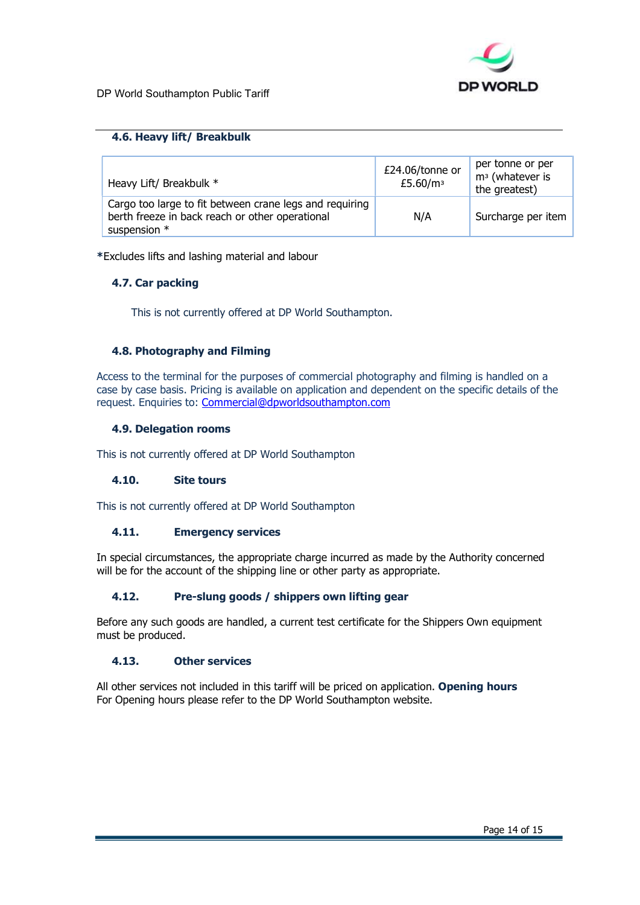### 4.6. Heavy lift/ Breakbulk

| Heavy Lift/ Breakbulk * | £24.06/tonne or £5.60/m³ | per tonne or per m³ (whatever is the greatest) |
|---|---|---|
| Cargo too large to fit between crane legs and requiring berth freeze in back reach or other operational suspension * | N/A | Surcharge per item |

*Excludes lifts and lashing material and labour

### 4.7. Car packing

This is not currently offered at DP World Southampton.

### 4.8. Photography and Filming

Access to the terminal for the purposes of commercial photography and filming is handled on a case by case basis. Pricing is available on application and dependent on the specific details of the request. Enquiries to: Commercial@dpworldsouthampton.com

### 4.9. Delegation rooms

This is not currently offered at DP World Southampton

### 4.10. Site tours

This is not currently offered at DP World Southampton

### 4.11. Emergency services

In special circumstances, the appropriate charge incurred as made by the Authority concerned will be for the account of the shipping line or other party as appropriate.

### 4.12. Pre-slung goods / shippers own lifting gear

Before any such goods are handled, a current test certificate for the Shippers Own equipment must be produced.

### 4.13. Other services

All other services not included in this tariff will be priced on application. **Opening hours**
For Opening hours please refer to the DP World Southampton website.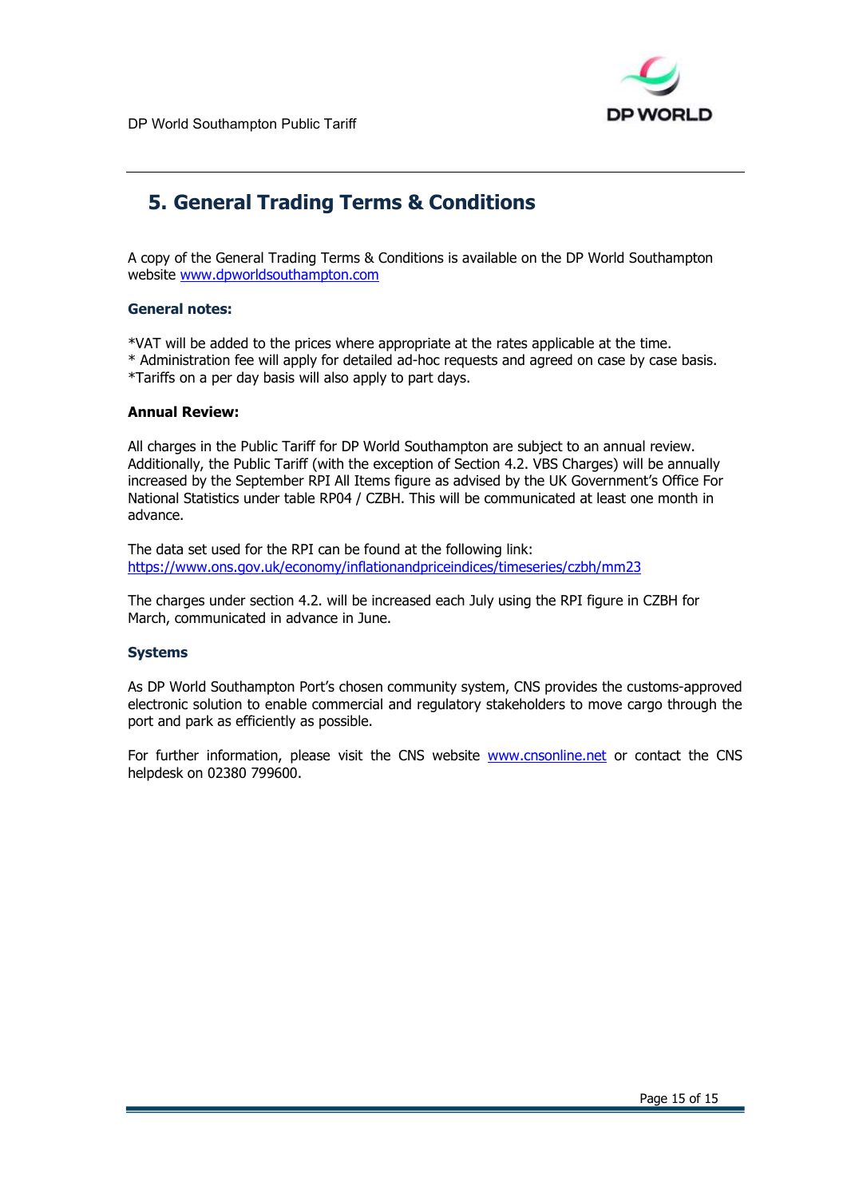# 5. General Trading Terms & Conditions

A copy of the General Trading Terms & Conditions is available on the DP World Southampton website [www.dpworldsouthampton.com](http://www.dpworldsouthampton.com)

### General notes:

*VAT will be added to the prices where appropriate at the rates applicable at the time.
* Administration fee will apply for detailed ad-hoc requests and agreed on case by case basis.
*Tariffs on a per day basis will also apply to part days.

**Annual Review:**

All charges in the Public Tariff for DP World Southampton are subject to an annual review. Additionally, the Public Tariff (with the exception of Section 4.2. VBS Charges) will be annually increased by the September RPI All Items figure as advised by the UK Government's Office For National Statistics under table RP04 / CZBH. This will be communicated at least one month in advance.

The data set used for the RPI can be found at the following link:
[https://www.ons.gov.uk/economy/inflationandpriceindices/timeseries/czbh/mm23](https://www.ons.gov.uk/economy/inflationandpriceindices/timeseries/czbh/mm23)

The charges under section 4.2. will be increased each July using the RPI figure in CZBH for March, communicated in advance in June.

### Systems

As DP World Southampton Port's chosen community system, CNS provides the customs-approved electronic solution to enable commercial and regulatory stakeholders to move cargo through the port and park as efficiently as possible.

For further information, please visit the CNS website [www.cnsonline.net](http://www.cnsonline.net) or contact the CNS helpdesk on 02380 799600.